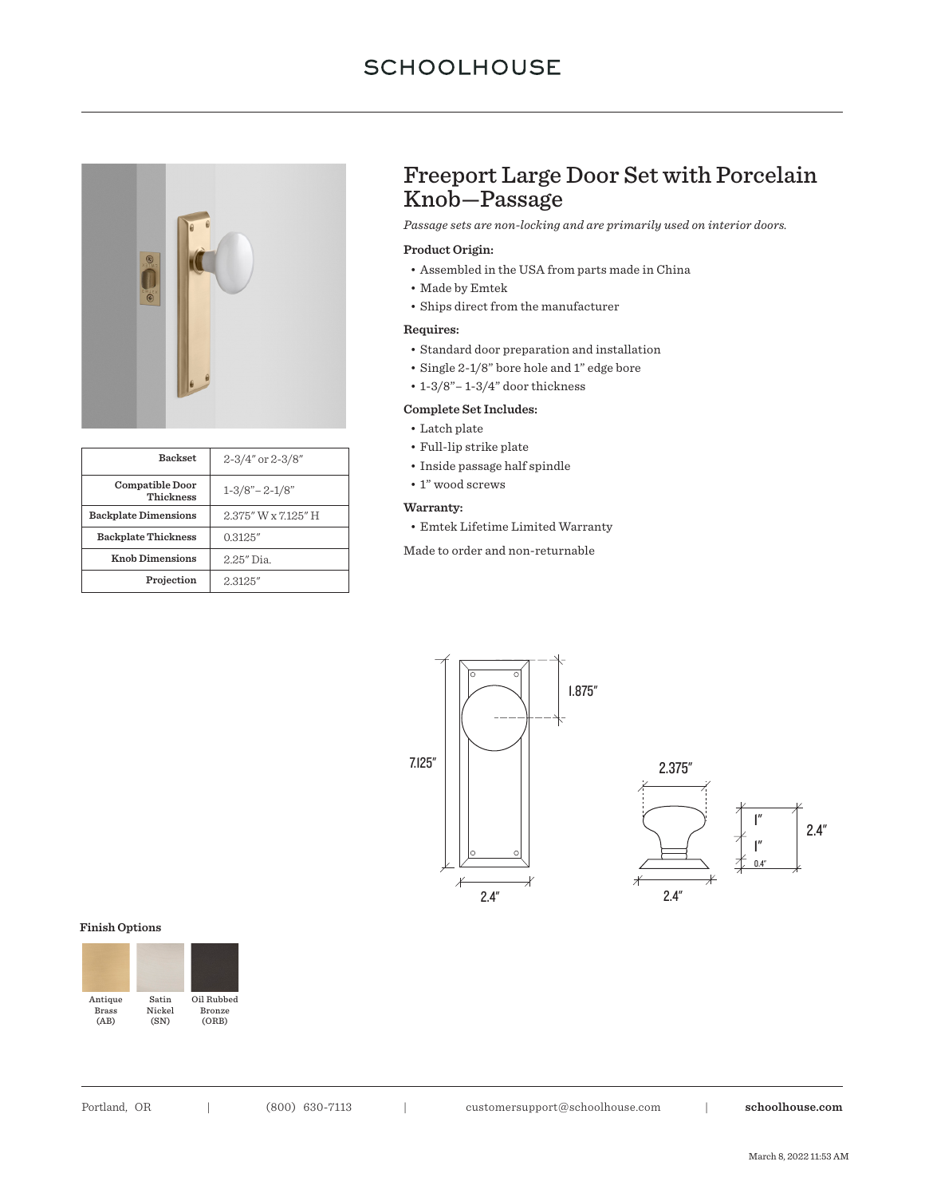# SCHOOLHOUSE

## Freeport Large Door Set with Porcelain Knob—Passage

*Passage sets are non-locking and are primarily used on interior doors.*

**Product Origin:**

- Assembled in the USA from parts made in China
- Made by Emtek
- Ships direct from the manufacturer

**Requires:**

- Standard door preparation and installation
- Single 2-1/8" bore hole and 1" edge bore
- 1-3/8"– 1-3/4" door thickness

**Complete Set Includes:**

- Latch plate
- Full-lip strike plate
- Inside passage half spindle
- 1" wood screws

**Warranty:**

- Emtek Lifetime Limited Warranty

Made to order and non-returnable

| | |
|---|---|
| **Backset** | 2-3/4" or 2-3/8" |
| **Compatible Door Thickness** | 1-3/8"– 2-1/8" |
| **Backplate Dimensions** | 2.375" W x 7.125" H |
| **Backplate Thickness** | 0.3125" |
| **Knob Dimensions** | 2.25" Dia. |
| **Projection** | 2.3125" |

1.875"

7.125"

2.4"

2.375"

2.4"

1"

1"

0.4"

2.4"

**Finish Options**

Antique Brass (AB) | Satin Nickel (SN) | Oil Rubbed Bronze (ORB)

Portland, OR | (800) 630-7113 | customersupport@schoolhouse.com | **schoolhouse.com**

March 8, 2022 11:53 AM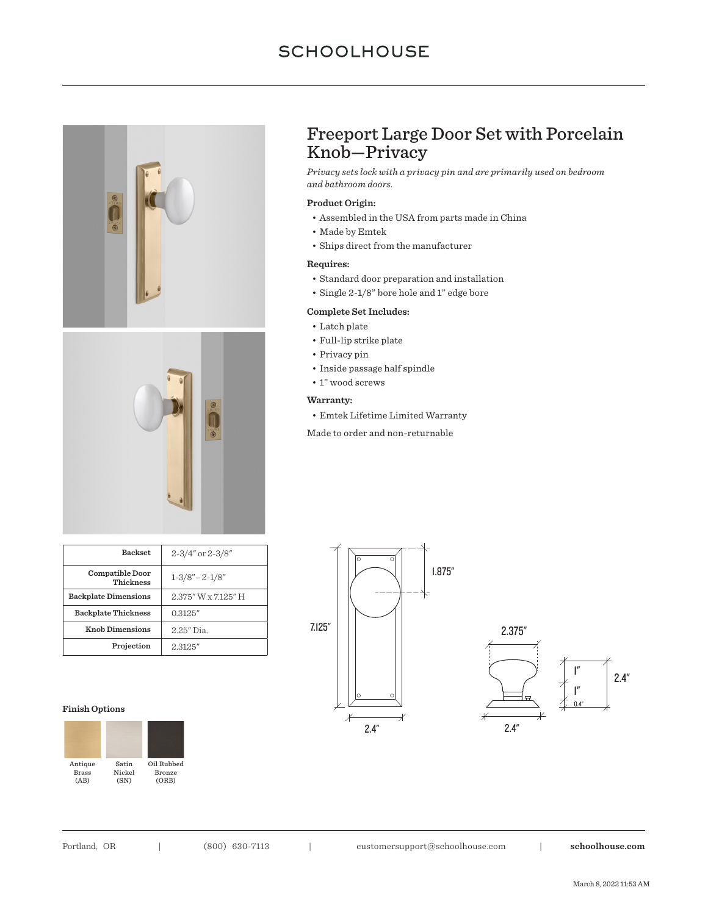# Freeport Large Door Set with Porcelain Knob—Privacy

*Privacy sets lock with a privacy pin and are primarily used on bedroom and bathroom doors.*

**Product Origin:**

- Assembled in the USA from parts made in China
- Made by Emtek
- Ships direct from the manufacturer

**Requires:**

- Standard door preparation and installation
- Single 2-1/8" bore hole and 1" edge bore

**Complete Set Includes:**

- Latch plate
- Full-lip strike plate
- Privacy pin
- Inside passage half spindle
- 1" wood screws

**Warranty:**

- Emtek Lifetime Limited Warranty

Made to order and non-returnable

| | |
|---|---|
| **Backset** | 2-3/4" or 2-3/8" |
| **Compatible Door Thickness** | 1-3/8" – 2-1/8" |
| **Backplate Dimensions** | 2.375" W x 7.125" H |
| **Backplate Thickness** | 0.3125" |
| **Knob Dimensions** | 2.25" Dia. |
| **Projection** | 2.3125" |

1.875"

7.125"

2.4"

2.375"

2.4"

1"

1"

0.4"

2.4"

**Finish Options**

Antique Brass (AB)

Satin Nickel (SN)

Oil Rubbed Bronze (ORB)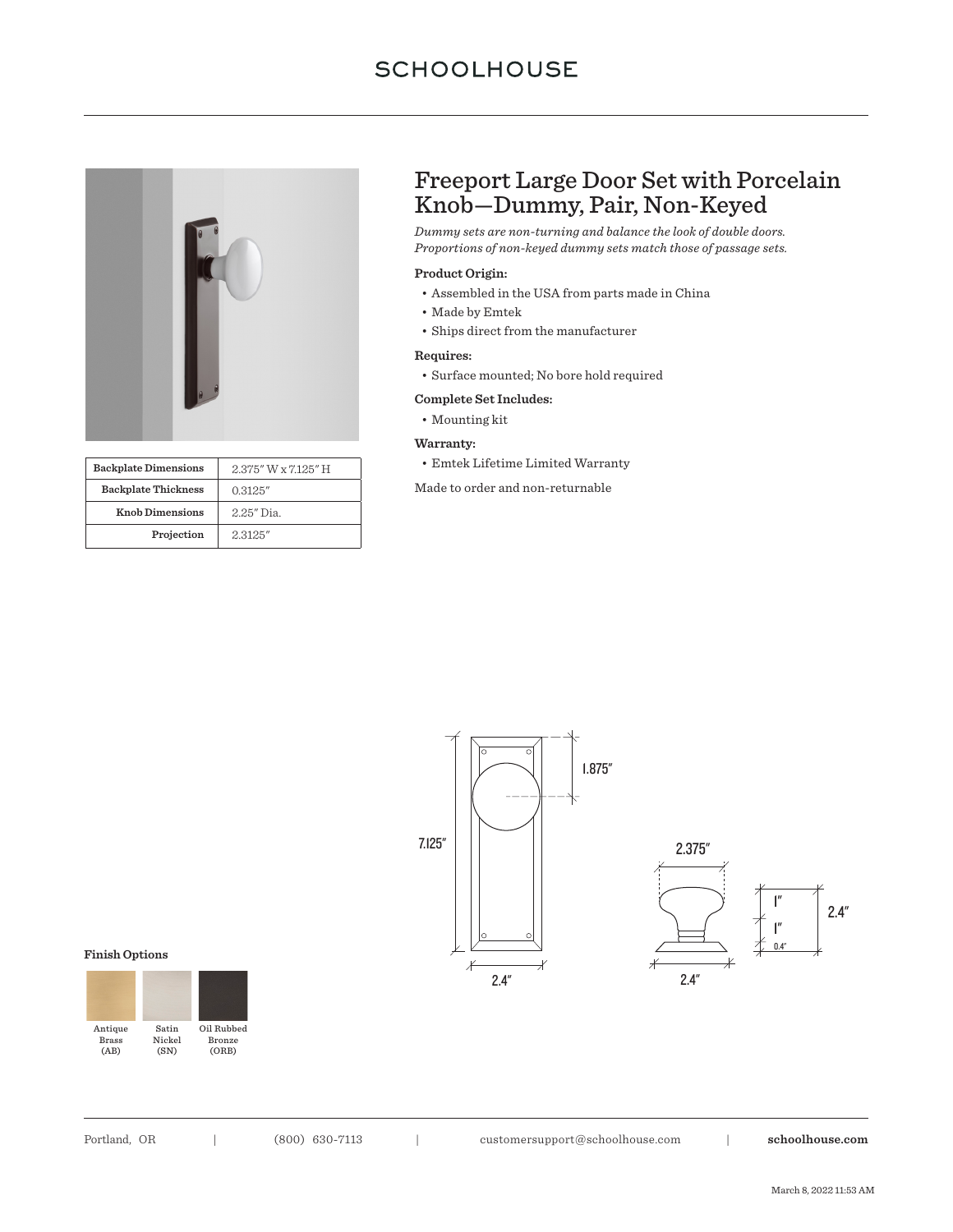# Freeport Large Door Set with Porcelain Knob—Dummy, Pair, Non-Keyed

*Dummy sets are non-turning and balance the look of double doors. Proportions of non-keyed dummy sets match those of passage sets.*

**Product Origin:**

- Assembled in the USA from parts made in China
- Made by Emtek
- Ships direct from the manufacturer

**Requires:**

- Surface mounted; No bore hold required

**Complete Set Includes:**

- Mounting kit

**Warranty:**

- Emtek Lifetime Limited Warranty

Made to order and non-returnable

| Backplate Dimensions | 2.375″ W x 7.125″ H |
|---|---|
| Backplate Thickness | 0.3125″ |
| Knob Dimensions | 2.25″ Dia. |
| Projection | 2.3125″ |

7.125″ | 1.875″ | 2.4″ | 2.375″ | 2.4″ | 1″ | 1″ | 0.4″ | 2.4″

**Finish Options**

Antique Brass (AB) | Satin Nickel (SN) | Oil Rubbed Bronze (ORB)

Portland, OR | (800) 630-7113 | customersupport@schoolhouse.com | **schoolhouse.com**

March 8, 2022 11:53 AM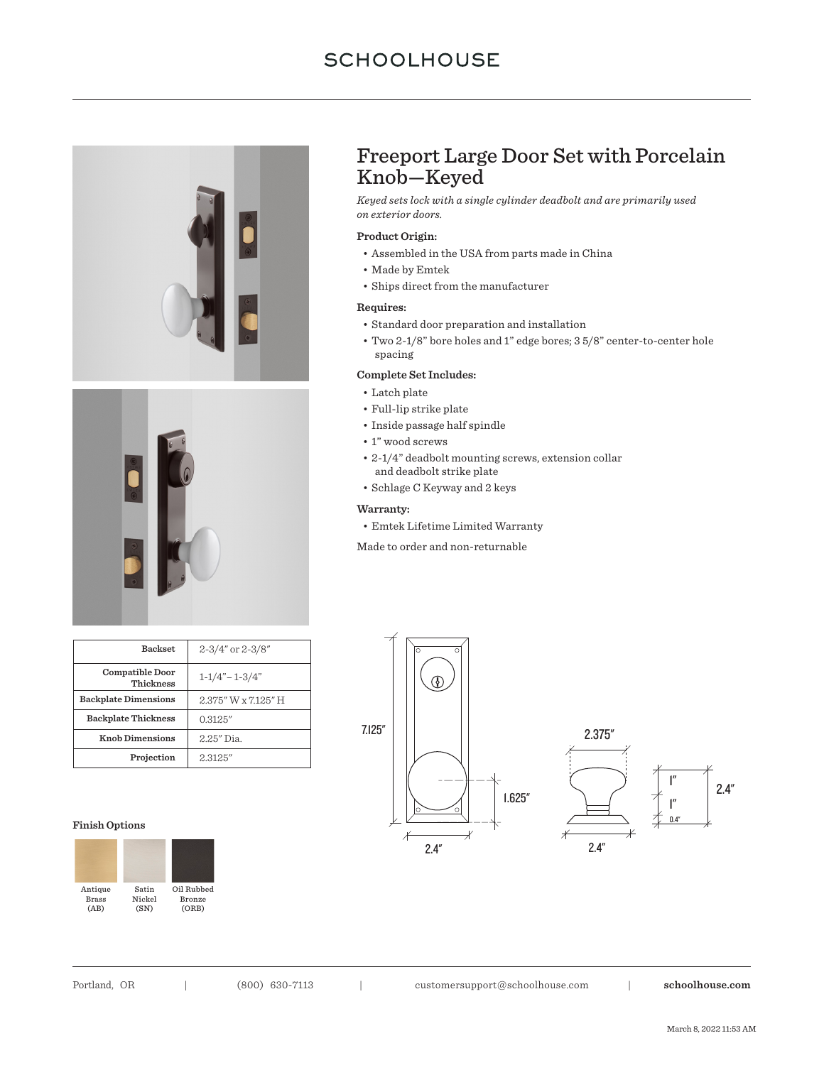# Freeport Large Door Set with Porcelain Knob—Keyed

*Keyed sets lock with a single cylinder deadbolt and are primarily used on exterior doors.*

**Product Origin:**

- Assembled in the USA from parts made in China
- Made by Emtek
- Ships direct from the manufacturer

**Requires:**

- Standard door preparation and installation
- Two 2-1/8" bore holes and 1" edge bores; 3 5/8" center-to-center hole spacing

**Complete Set Includes:**

- Latch plate
- Full-lip strike plate
- Inside passage half spindle
- 1" wood screws
- 2-1/4" deadbolt mounting screws, extension collar and deadbolt strike plate
- Schlage C Keyway and 2 keys

**Warranty:**

- Emtek Lifetime Limited Warranty

Made to order and non-returnable

| | |
|---|---|
| **Backset** | 2-3/4" or 2-3/8" |
| **Compatible Door Thickness** | 1-1/4"–1-3/4" |
| **Backplate Dimensions** | 2.375" W x 7.125" H |
| **Backplate Thickness** | 0.3125" |
| **Knob Dimensions** | 2.25" Dia. |
| **Projection** | 2.3125" |

7.125" 1.625" 2.4" 2.375" 2.4" 1" 1" 0.4" 2.4"

**Finish Options**

Antique Brass (AB) | Satin Nickel (SN) | Oil Rubbed Bronze (ORB)

Portland, OR | (800) 630-7113 | customersupport@schoolhouse.com | **schoolhouse.com**

March 8, 2022 11:53 AM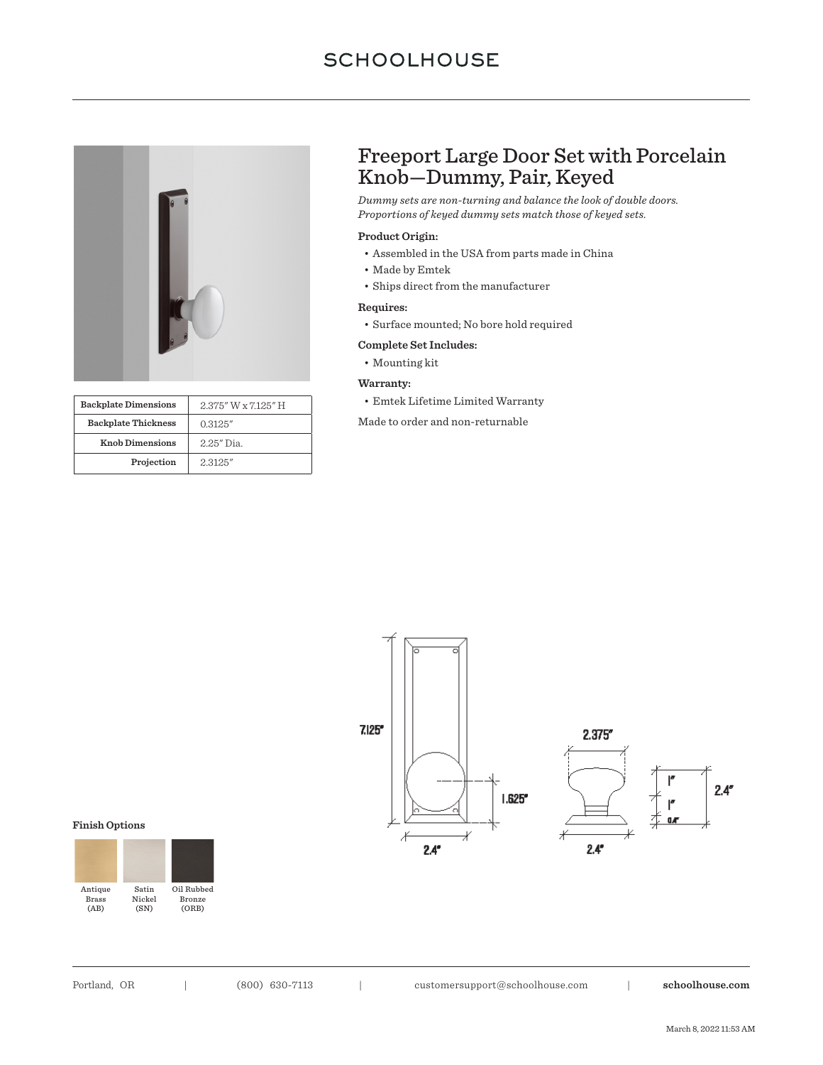# Freeport Large Door Set with Porcelain Knob—Dummy, Pair, Keyed

*Dummy sets are non-turning and balance the look of double doors. Proportions of keyed dummy sets match those of keyed sets.*

**Product Origin:**

- Assembled in the USA from parts made in China
- Made by Emtek
- Ships direct from the manufacturer

**Requires:**

- Surface mounted; No bore hold required

**Complete Set Includes:**

- Mounting kit

**Warranty:**

- Emtek Lifetime Limited Warranty

Made to order and non-returnable

| | |
|---|---|
| **Backplate Dimensions** | 2.375″ W x 7.125″ H |
| **Backplate Thickness** | 0.3125″ |
| **Knob Dimensions** | 2.25″ Dia. |
| **Projection** | 2.3125″ |

7.125"
1.625"
2.4"
2.375"
2.4"
1"
1"
0.4"
2.4"

**Finish Options**

Antique Brass (AB)
Satin Nickel (SN)
Oil Rubbed Bronze (ORB)